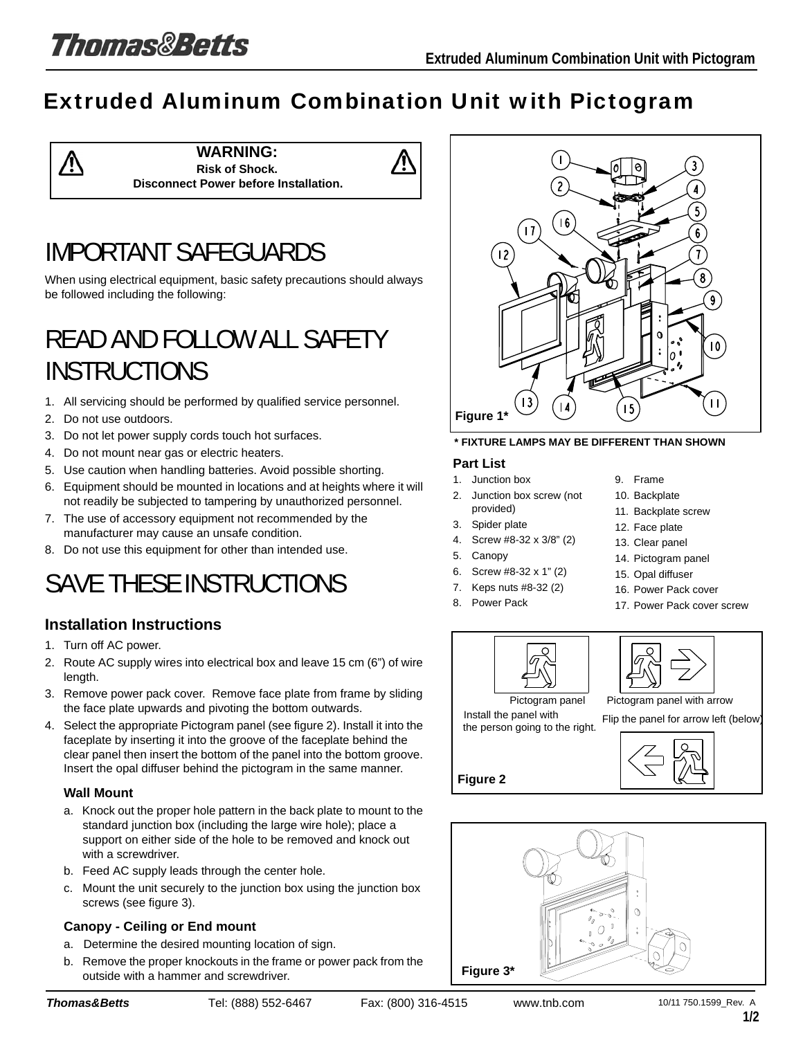# Extruded Aluminum Combination Unit with Pictogram

**WARNING:**
**Risk of Shock.**
**Disconnect Power before Installation.**

# IMPORTANT SAFEGUARDS

When using electrical equipment, basic safety precautions should always be followed including the following:

# READ AND FOLLOW ALL SAFETY INSTRUCTIONS

1. All servicing should be performed by qualified service personnel.
2. Do not use outdoors.
3. Do not let power supply cords touch hot surfaces.
4. Do not mount near gas or electric heaters.
5. Use caution when handling batteries. Avoid possible shorting.
6. Equipment should be mounted in locations and at heights where it will not readily be subjected to tampering by unauthorized personnel.
7. The use of accessory equipment not recommended by the manufacturer may cause an unsafe condition.
8. Do not use this equipment for other than intended use.

# SAVE THESE INSTRUCTIONS

## Installation Instructions

1. Turn off AC power.
2. Route AC supply wires into electrical box and leave 15 cm (6") of wire length.
3. Remove power pack cover. Remove face plate from frame by sliding the face plate upwards and pivoting the bottom outwards.
4. Select the appropriate Pictogram panel (see figure 2). Install it into the faceplate by inserting it into the groove of the faceplate behind the clear panel then insert the bottom of the panel into the bottom groove. Insert the opal diffuser behind the pictogram in the same manner.

### Wall Mount

a. Knock out the proper hole pattern in the back plate to mount to the standard junction box (including the large wire hole); place a support on either side of the hole to be removed and knock out with a screwdriver.
b. Feed AC supply leads through the center hole.
c. Mount the unit securely to the junction box using the junction box screws (see figure 3).

### Canopy - Ceiling or End mount

a. Determine the desired mounting location of sign.
b. Remove the proper knockouts in the frame or power pack from the outside with a hammer and screwdriver.

Figure 1*

**\* FIXTURE LAMPS MAY BE DIFFERENT THAN SHOWN**

### Part List

1. Junction box
2. Junction box screw (not provided)
3. Spider plate
4. Screw #8-32 x 3/8" (2)
5. Canopy
6. Screw #8-32 x 1" (2)
7. Keps nuts #8-32 (2)
8. Power Pack
9. Frame
10. Backplate
11. Backplate screw
12. Face plate
13. Clear panel
14. Pictogram panel
15. Opal diffuser
16. Power Pack cover
17. Power Pack cover screw

Pictogram panel — Install the panel with the person going to the right.

Pictogram panel with arrow — Flip the panel for arrow left (below)

Figure 2

Figure 3*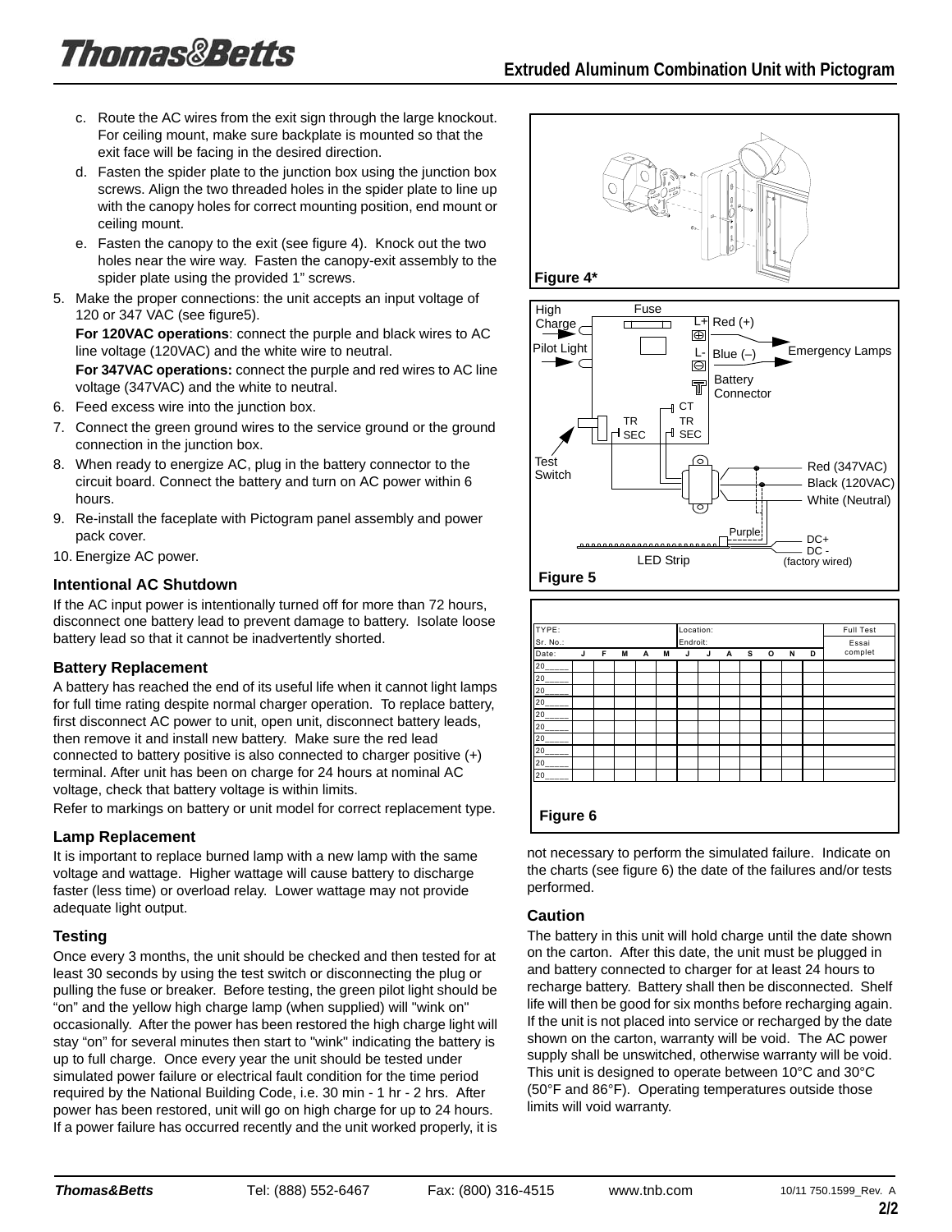c. Route the AC wires from the exit sign through the large knockout. For ceiling mount, make sure backplate is mounted so that the exit face will be facing in the desired direction.

d. Fasten the spider plate to the junction box using the junction box screws. Align the two threaded holes in the spider plate to line up with the canopy holes for correct mounting position, end mount or ceiling mount.

e. Fasten the canopy to the exit (see figure 4). Knock out the two holes near the wire way. Fasten the canopy-exit assembly to the spider plate using the provided 1" screws.

5. Make the proper connections: the unit accepts an input voltage of 120 or 347 VAC (see figure5).

   **For 120VAC operations**: connect the purple and black wires to AC line voltage (120VAC) and the white wire to neutral.

   **For 347VAC operations:** connect the purple and red wires to AC line voltage (347VAC) and the white to neutral.

6. Feed excess wire into the junction box.
7. Connect the green ground wires to the service ground or the ground connection in the junction box.
8. When ready to energize AC, plug in the battery connector to the circuit board. Connect the battery and turn on AC power within 6 hours.
9. Re-install the faceplate with Pictogram panel assembly and power pack cover.
10. Energize AC power.

**Figure 4***

High Charge, Pilot Light, Fuse, L+ Red (+), L- Blue (–), Emergency Lamps, Battery Connector, CT, TR SEC, TR SEC, Test Switch, Red (347VAC), Black (120VAC), White (Neutral), Purple, DC+, DC -, LED Strip, (factory wired)

**Figure 5**

| TYPE: | | | | | | Location: | | | | | | | Full Test |
|---|---|---|---|---|---|---|---|---|---|---|---|---|---|
| Sr. No.: | | | | | | Endroit: | | | | | | | Essai complet |
| Date: | J | F | M | A | M | J | J | A | S | O | N | D | |
| 20_____ | | | | | | | | | | | | | |
| 20_____ | | | | | | | | | | | | | |
| 20_____ | | | | | | | | | | | | | |
| 20_____ | | | | | | | | | | | | | |
| 20_____ | | | | | | | | | | | | | |
| 20_____ | | | | | | | | | | | | | |
| 20_____ | | | | | | | | | | | | | |
| 20_____ | | | | | | | | | | | | | |
| 20_____ | | | | | | | | | | | | | |
| 20_____ | | | | | | | | | | | | | |

**Figure 6**

### Intentional AC Shutdown

If the AC input power is intentionally turned off for more than 72 hours, disconnect one battery lead to prevent damage to battery. Isolate loose battery lead so that it cannot be inadvertently shorted.

### Battery Replacement

A battery has reached the end of its useful life when it cannot light lamps for full time rating despite normal charger operation. To replace battery, first disconnect AC power to unit, open unit, disconnect battery leads, then remove it and install new battery. Make sure the red lead connected to battery positive is also connected to charger positive (+) terminal. After unit has been on charge for 24 hours at nominal AC voltage, check that battery voltage is within limits.

Refer to markings on battery or unit model for correct replacement type.

### Lamp Replacement

It is important to replace burned lamp with a new lamp with the same voltage and wattage. Higher wattage will cause battery to discharge faster (less time) or overload relay. Lower wattage may not provide adequate light output.

### Testing

Once every 3 months, the unit should be checked and then tested for at least 30 seconds by using the test switch or disconnecting the plug or pulling the fuse or breaker. Before testing, the green pilot light should be "on" and the yellow high charge lamp (when supplied) will "wink on" occasionally. After the power has been restored the high charge light will stay "on" for several minutes then start to "wink" indicating the battery is up to full charge. Once every year the unit should be tested under simulated power failure or electrical fault condition for the time period required by the National Building Code, i.e. 30 min - 1 hr - 2 hrs. After power has been restored, unit will go on high charge for up to 24 hours. If a power failure has occurred recently and the unit worked properly, it is not necessary to perform the simulated failure. Indicate on the charts (see figure 6) the date of the failures and/or tests performed.

### Caution

The battery in this unit will hold charge until the date shown on the carton. After this date, the unit must be plugged in and battery connected to charger for at least 24 hours to recharge battery. Battery shall then be disconnected. Shelf life will then be good for six months before recharging again. If the unit is not placed into service or recharged by the date shown on the carton, warranty will be void. The AC power supply shall be unswitched, otherwise warranty will be void. This unit is designed to operate between 10°C and 30°C (50°F and 86°F). Operating temperatures outside those limits will void warranty.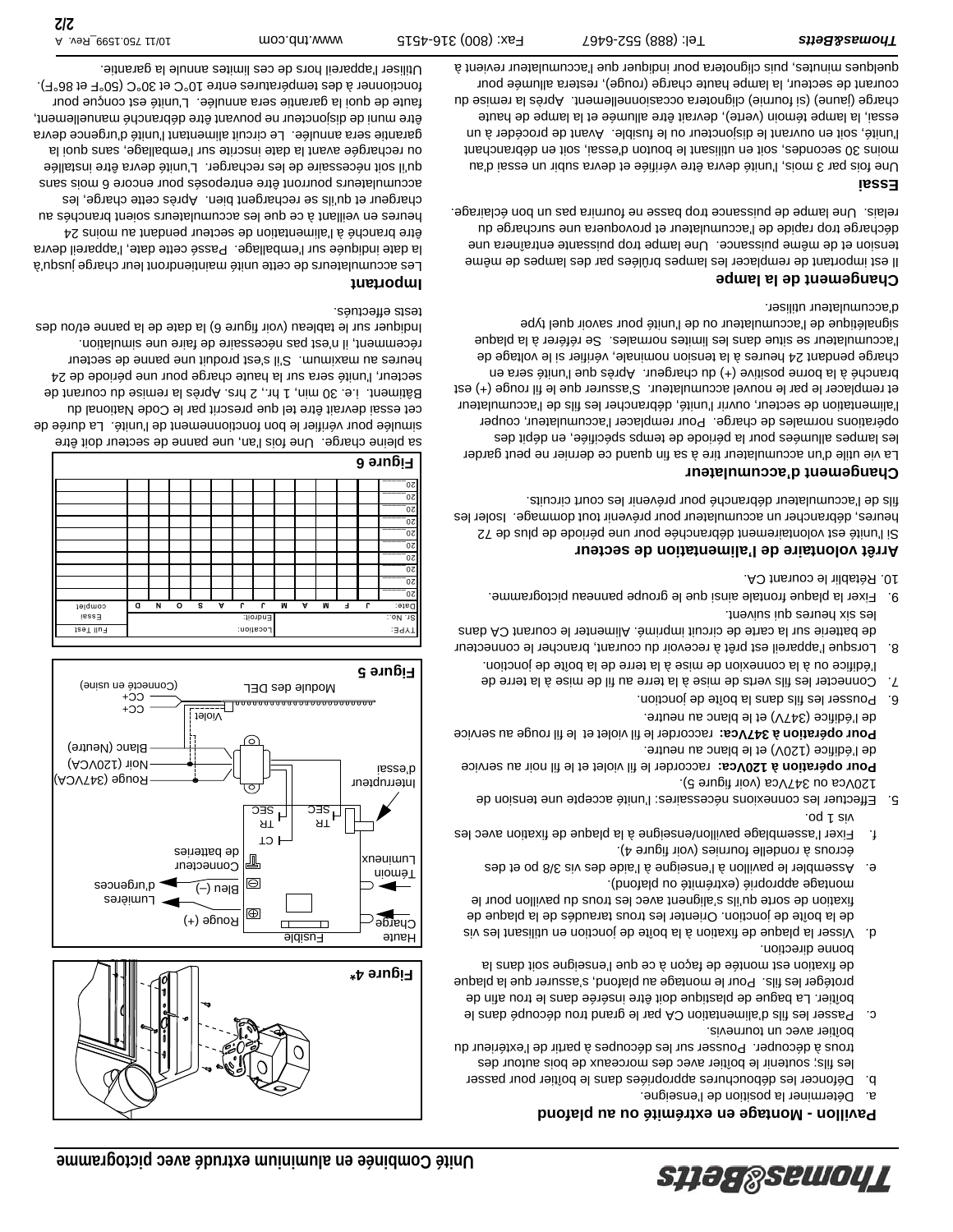# Unité Combinée en aluminium extrudé avec pictogramme

## Pavillon - Montage en extrémité ou au plafond

a. Déterminer la position de l'enseigne.
b. Défoncer les débouchures appropriées dans le boîtier pour passer les fils; soutenir le boîtier avec des morceaux de bois autour des trous à découper. Pousser sur les découpes à partir de l'extérieur du boîtier avec un tournevis.
c. Passer les fils d'alimentation CA par le grand trou découpé dans le boîtier. La bague de plastique doit être insérée dans le trou afin de protéger les fils. Pour le montage au plafond, s'assurer que la plaque de fixation est montée de façon à ce que l'enseigne soit dans la bonne direction.
d. Visser la plaque de fixation à la boîte de jonction en utilisant les vis de la boîte de jonction. Orienter les trous taraudés de la plaque de fixation de sorte qu'ils s'alignent avec les trous du pavillon pour le montage approprié (extrémité ou plafond).
e. Assembler le pavillon à l'enseigne à l'aide des vis 3/8 po et des écrous à rondelle fournies (voir figure 4).
f. Fixer l'assemblage pavillon/enseigne à la plaque de fixation avec les vis 1 po.

5. Effectuer les connexions nécessaires: l'unité accepte une tension de 120Vca ou 347Vca (voir figure 5).
**Pour opération à 120Vca:** raccorder le fil violet et le fil noir au service de l'édifice (120V) et le blanc au neutre.
**Pour opération à 347Vca:** raccorder le fil violet et le fil rouge au service de l'édifice (347V) et le blanc au neutre.
6. Pousser les fils dans la boîte de jonction.
7. Connecter les fils verts de mise à la terre au fil de mise à la terre de l'édifice ou à la connexion de mise à la terre de la boîte de jonction.
8. Lorsque l'appareil est prêt à recevoir du courant, brancher le connecteur de batterie sur la carte de circuit imprimé. Alimenter le courant CA dans les six heures qui suivent.
9. Fixer la plaque frontale ainsi que le groupe panneau pictogramme.
10. Rétablir le courant CA.

## Arrêt volontaire de l'alimentation de secteur

Si l'unité est volontairement débranchée pour une période de plus de 72 heures, débrancher un accumulateur pour prévenir tout dommage. Isoler les fils de l'accumulateur débranché pour prévenir les court circuits.

## Changement d'accumulateur

La vie utile d'un accumulateur tire à sa fin quand ce dernier ne peut garder les lampes allumées pour la période de temps spécifiée, en dépit des opérations normales de charge. Pour remplacer l'accumulateur, couper l'alimentation de secteur, ouvrir l'unité, débrancher les fils de l'accumulateur et remplacer le par le nouvel accumulateur. S'assurer que le fil rouge (+) est branché à la borne positive (+) du chargeur. Après que l'unité sera en charge pendant 24 heures à la tension nominale, vérifier si le voltage de l'accumulateur se situe dans les limites normales. Se référer à la plaque signalétique de l'accumulateur ou de l'unité pour savoir quel type d'accumulateur utiliser.

## Changement de la lampe

Il est important de remplacer les lampes brûlées par des lampes de même tension et de même puissance. Une lampe trop puissante entraînera une décharge trop rapide de l'accumulateur et provoquera une surcharge du relais. Une lampe de puissance trop basse ne fournira pas un bon éclairage.

## Essai

Une fois par 3 mois, l'unité devra être vérifiée et devra subir un essai d'au moins 30 secondes, soit en utilisant le bouton d'essai, soit en débranchant l'unité, soit en ouvrant le disjoncteur ou le fusible. Avant de procéder à un essai, la lampe témoin (verte), devrait être allumée et la lampe de haute charge (jaune) (si fournie) clignotera occasionellement. Après la remise du courant de secteur, la lampe haute charge (rouge), restera allumée pour quelques minutes, puis clignotera pour indiquer que l'accumulateur revient à sa pleine charge. Une fois l'an, une panne de secteur doit être simulée pour vérifier le bon fonctionnement de l'unité. La durée de cet essai devrait être tel que prescrit par le Code National du Bâtiment. i.e. 30 min, 1 hr., 2 hrs. Après la remise du courant de secteur, l'unité sera sur la haute charge pour une période de 24 heures au maximum. S'il s'est produit une panne de secteur récemment, il n'est pas nécessaire de faire une simulation. Indiquer sur le tableau (voir figure 6) la date de la panne et/ou des tests effectués.

## Important

Les accumulateurs de cette unité maintiendront leur charge jusqu'à la date indiquée sur l'emballage. Passé cette date, l'appareil devra être branché à l'alimentation de secteur pendant au moins 24 heures en veillant à ce que les accumulateurs soient branchés au chargeur et qu'ils se rechargent bien. Après cette charge, les accumulateurs pourront être entreposés pour encore 6 mois sans qu'il soit nécessaire de les recharger. L'unité devra être installée ou rechargée avant la date inscrite sur l'emballage, sans quoi la garantie sera annulée. Le circuit alimentant l'unité d'urgence devra être muni de disjoncteur ne pouvant être débranché manuellement, faute de quoi la garantie sera annulée. L'unité est conçue pour fonctionner à des températures entre 10°C et 30°C (50°F et 86°F). Utiliser l'appareil hors de ces limites annule la garantie.

**Figure 4***

**Figure 5**

Haute Charge, Fusible, Témoin Lumineux, Connecteur de batteries, Rouge (+), Bleu (–), Lumières d'urgences, CT, TR SEC, TR SEC, Interrupteur d'essai, Rouge (347VCA), Noir (120VCA), Blanc (Neutre), Violet, CC+, CC+, Module des DEL, (Connecté en usine)

**Figure 6**

| TYPE: | | Location: | | | | | | | | | | | Full Test |
|---|---|---|---|---|---|---|---|---|---|---|---|---|---|
| Sr. No.: | | Endroit: | | | | | | | | | | | Essai |
| Date: | J | F | M | A | M | J | J | A | S | O | N | D | complet |
| 20 | | | | | | | | | | | | | |
| 20 | | | | | | | | | | | | | |
| 20 | | | | | | | | | | | | | |
| 20 | | | | | | | | | | | | | |
| 20 | | | | | | | | | | | | | |
| 20 | | | | | | | | | | | | | |
| 20 | | | | | | | | | | | | | |
| 20 | | | | | | | | | | | | | |
| 20 | | | | | | | | | | | | | |
| 20 | | | | | | | | | | | | | |

Thomas&Betts Tel: (888) 552-6467 Fax: (800) 316-4515 www.tnb.com 10/11 750.1599_Rev. A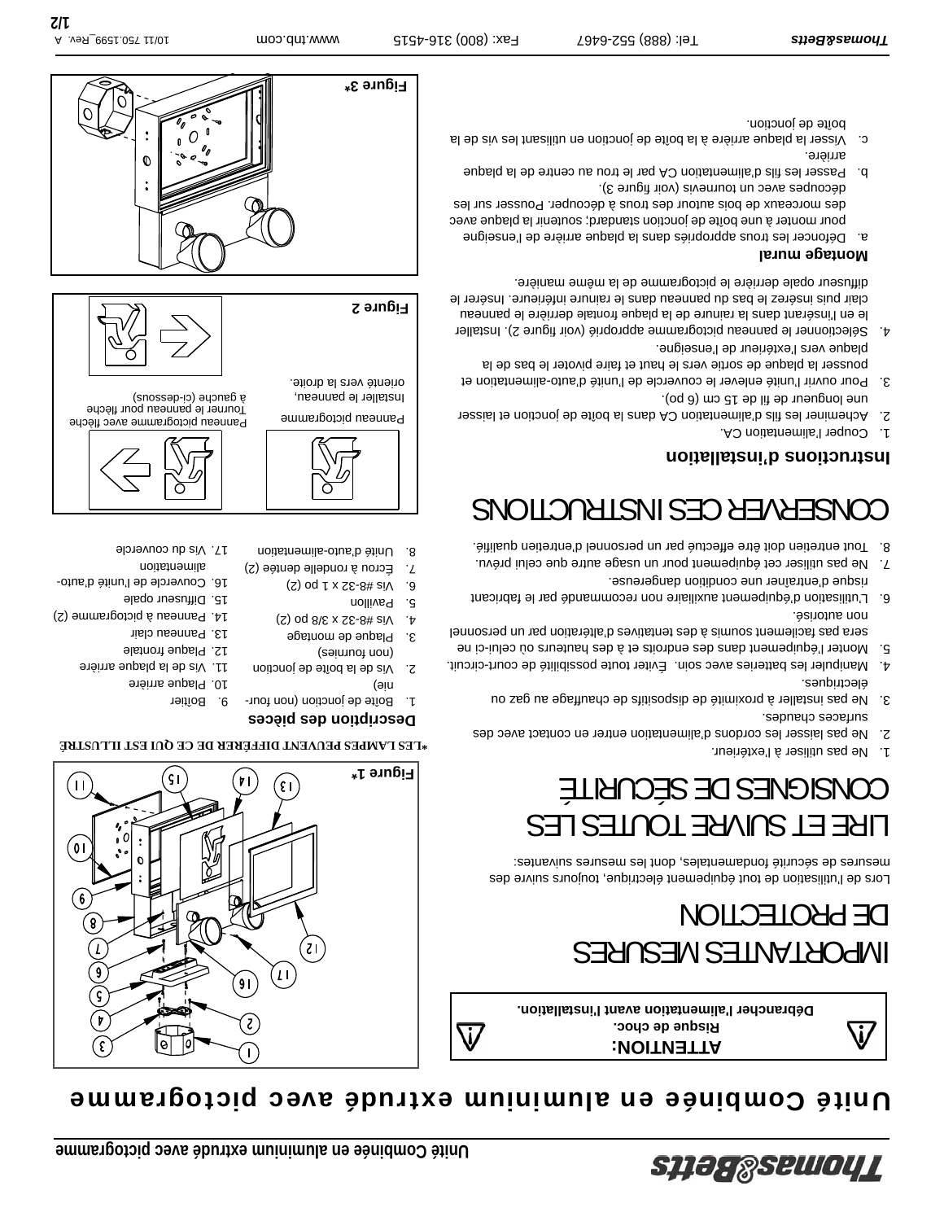# Unité Combinée en aluminium extrudé avec pictogramme

**ATTENTION:**
**Risque de choc.**
**Débrancher l'alimentation avant l'installation.**

## IMPORTANTES MESURES DE PROTECTION

Lors de l'utilisation de tout équipement électrique, toujours suivre des mesures de sécurité fondamentales, dont les mesures suivantes:

## LIRE ET SUIVRE TOUTES LES CONSIGNES DE SÉCURITÉ

1. Ne pas utiliser à l'extérieur.
2. Ne pas laisser les cordons d'alimentation entrer en contact avec des surfaces chaudes.
3. Ne pas installer à proximité de dispositifs de chauffage au gaz ou électriques.
4. Manipuler les batteries avec soin. Éviter toute possibilité de court-circuit.
5. Monter l'équipement dans des endroits et à des hauteurs où celui-ci ne sera pas facilement soumis à des tentatives d'altération par un personnel non autorisé.
6. L'utilisation d'équipement auxiliaire non recommandé par le fabricant risque d'entraîner une condition dangereuse.
7. Ne pas utiliser cet équipement pour un usage autre que celui prévu.
8. Tout entretien doit être effectué par un personnel d'entretien qualifié.

## CONSERVER CES INSTRUCTIONS

### Instructions d'installation

1. Couper l'alimentation CA.
2. Acheminer les fils d'alimentation CA dans la boîte de jonction et laisser une longueur de fil de 15 cm (6 po).
3. Pour ouvrir l'unité enlever le couvercle de l'unité d'auto-alimentation et pousser la plaque de sortie vers le haut et faire pivoter le bas de la plaque vers l'extérieur de l'enseigne.
4. Sélectionner le panneau pictogramme approprié (voir figure 2). Installer le en l'insérant dans la rainure de la plaque frontale derrière le panneau clair puis insérez le bas du panneau dans le rainure inférieure. Insérer le diffuseur opale derrière le pictogramme de la même manière.

**Montage mural**

a. Défoncer les trous appropriés dans la plaque arrière de l'enseigne pour monter à une boîte de jonction standard; soutenir la plaque avec des morceaux de bois autour des trous à découper. Pousser sur les découpes avec un tournevis (voir figure 3).
b. Passer les fils d'alimentation CA par le trou au centre de la plaque arrière.
c. Visser la plaque arrière à la boîte de jonction en utilisant les vis de la boîte de jonction.

Figure 1*

**\*LES LAMPES PEUVENT DIFFÉRER DE CE QUI EST ILLUSTRÉ**

### Description des pièces

1. Boîte de jonction (non fournie)
2. Vis de la boîte de jonction (non fournies)
3. Plaque de montage
4. Vis #8-32 x 3/8 po (2)
5. Pavillon
6. Vis #8-32 x 1 po (2)
7. Écrou à rondelle dentée (2)
8. Unité d'auto-alimentation
9. Boîtier
10. Plaque arrière
11. Vis de la plaque arrière
12. Plaque frontale
13. Panneau clair
14. Panneau à pictogramme (2)
15. Diffuseur opale
16. Couvercle de l'unité d'auto-alimentation
17. Vis du couvercle

Panneau pictogramme
Installer le panneau, orienté vers la droite.

Panneau pictogramme avec flèche
Tourner le panneau pour flèche à gauche (ci-dessous)

Figure 2

Figure 3*